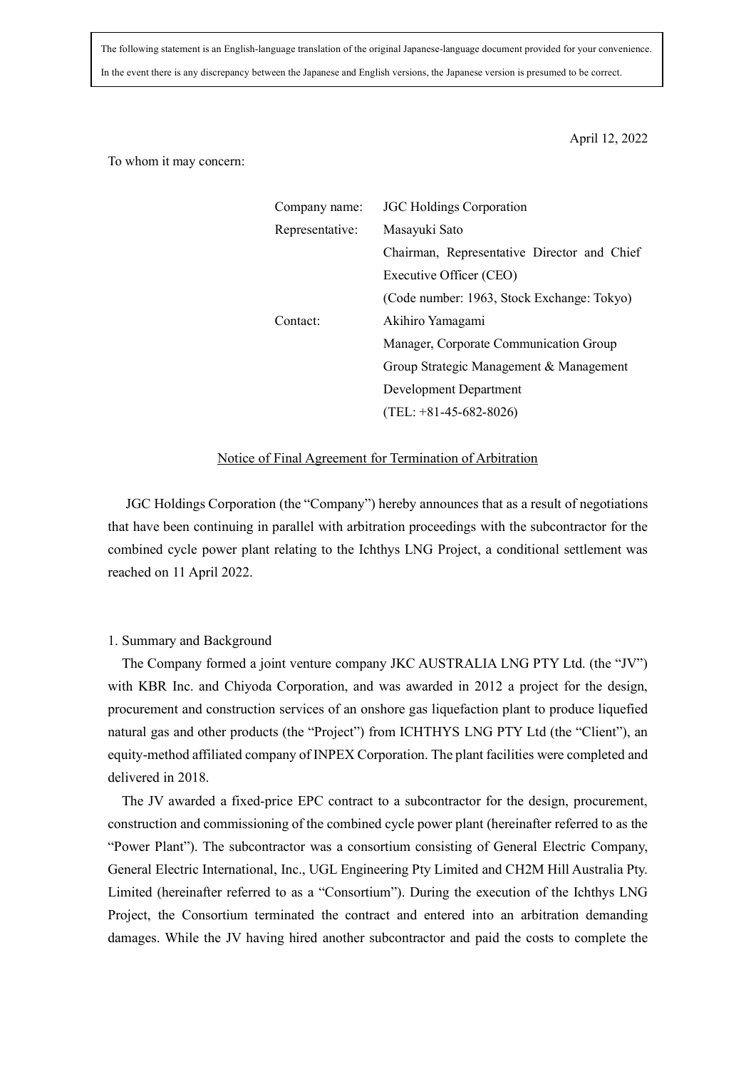The following statement is an English-language translation of the original Japanese-language document provided for your convenience.
In the event there is any discrepancy between the Japanese and English versions, the Japanese version is presumed to be correct.

April 12, 2022

To whom it may concern:

| | |
|---|---|
| Company name: | JGC Holdings Corporation |
| Representative: | Masayuki Sato<br>Chairman, Representative Director and Chief Executive Officer (CEO)<br>(Code number: 1963, Stock Exchange: Tokyo) |
| Contact: | Akihiro Yamagami<br>Manager, Corporate Communication Group<br>Group Strategic Management & Management Development Department<br>(TEL: +81-45-682-8026) |

## Notice of Final Agreement for Termination of Arbitration

JGC Holdings Corporation (the "Company") hereby announces that as a result of negotiations that have been continuing in parallel with arbitration proceedings with the subcontractor for the combined cycle power plant relating to the Ichthys LNG Project, a conditional settlement was reached on 11 April 2022.

### 1. Summary and Background

The Company formed a joint venture company JKC AUSTRALIA LNG PTY Ltd. (the "JV") with KBR Inc. and Chiyoda Corporation, and was awarded in 2012 a project for the design, procurement and construction services of an onshore gas liquefaction plant to produce liquefied natural gas and other products (the "Project") from ICHTHYS LNG PTY Ltd (the "Client"), an equity-method affiliated company of INPEX Corporation. The plant facilities were completed and delivered in 2018.

The JV awarded a fixed-price EPC contract to a subcontractor for the design, procurement, construction and commissioning of the combined cycle power plant (hereinafter referred to as the "Power Plant"). The subcontractor was a consortium consisting of General Electric Company, General Electric International, Inc., UGL Engineering Pty Limited and CH2M Hill Australia Pty. Limited (hereinafter referred to as a "Consortium"). During the execution of the Ichthys LNG Project, the Consortium terminated the contract and entered into an arbitration demanding damages. While the JV having hired another subcontractor and paid the costs to complete the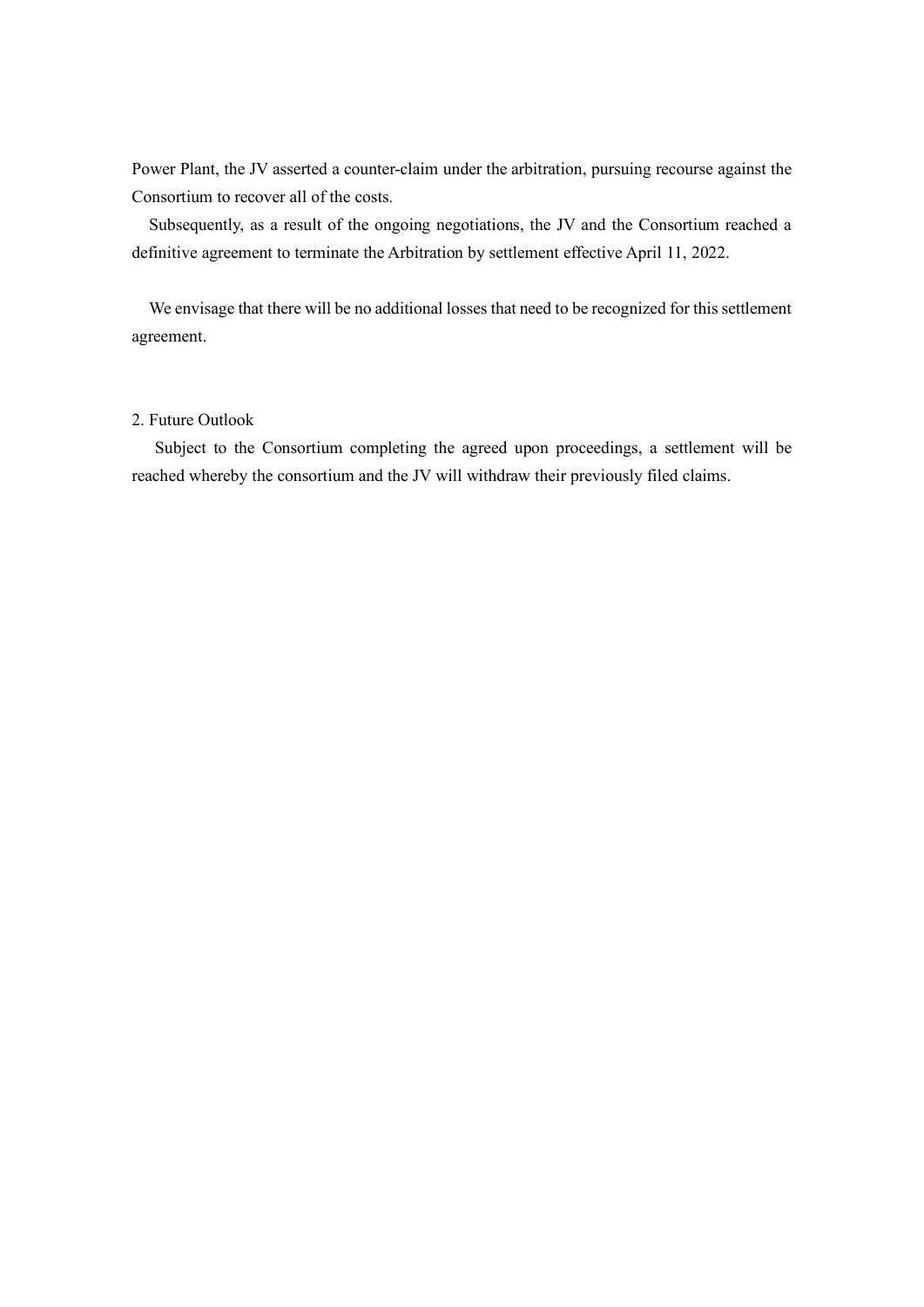Power Plant, the JV asserted a counter-claim under the arbitration, pursuing recourse against the Consortium to recover all of the costs.

Subsequently, as a result of the ongoing negotiations, the JV and the Consortium reached a definitive agreement to terminate the Arbitration by settlement effective April 11, 2022.

We envisage that there will be no additional losses that need to be recognized for this settlement agreement.

2. Future Outlook

Subject to the Consortium completing the agreed upon proceedings, a settlement will be reached whereby the consortium and the JV will withdraw their previously filed claims.